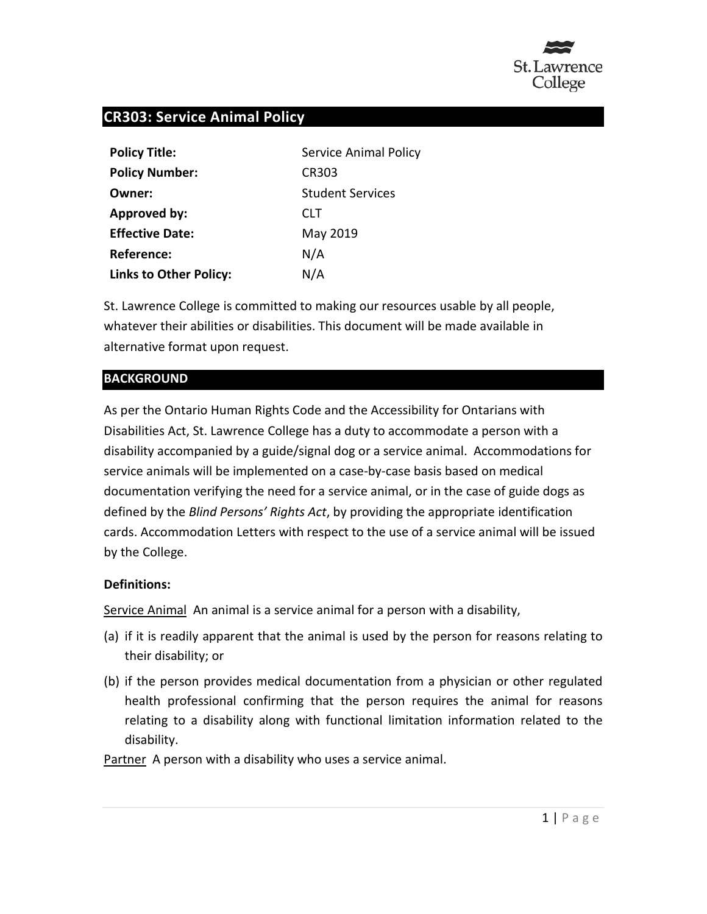# CR303: Service Animal Policy

| | |
|---|---|
| **Policy Title:** | Service Animal Policy |
| **Policy Number:** | CR303 |
| **Owner:** | Student Services |
| **Approved by:** | CLT |
| **Effective Date:** | May 2019 |
| **Reference:** | N/A |
| **Links to Other Policy:** | N/A |

St. Lawrence College is committed to making our resources usable by all people, whatever their abilities or disabilities. This document will be made available in alternative format upon request.

## BACKGROUND

As per the Ontario Human Rights Code and the Accessibility for Ontarians with Disabilities Act, St. Lawrence College has a duty to accommodate a person with a disability accompanied by a guide/signal dog or a service animal. Accommodations for service animals will be implemented on a case-by-case basis based on medical documentation verifying the need for a service animal, or in the case of guide dogs as defined by the *Blind Persons' Rights Act*, by providing the appropriate identification cards. Accommodation Letters with respect to the use of a service animal will be issued by the College.

### Definitions:

Service Animal An animal is a service animal for a person with a disability,

(a) if it is readily apparent that the animal is used by the person for reasons relating to their disability; or

(b) if the person provides medical documentation from a physician or other regulated health professional confirming that the person requires the animal for reasons relating to a disability along with functional limitation information related to the disability.

Partner A person with a disability who uses a service animal.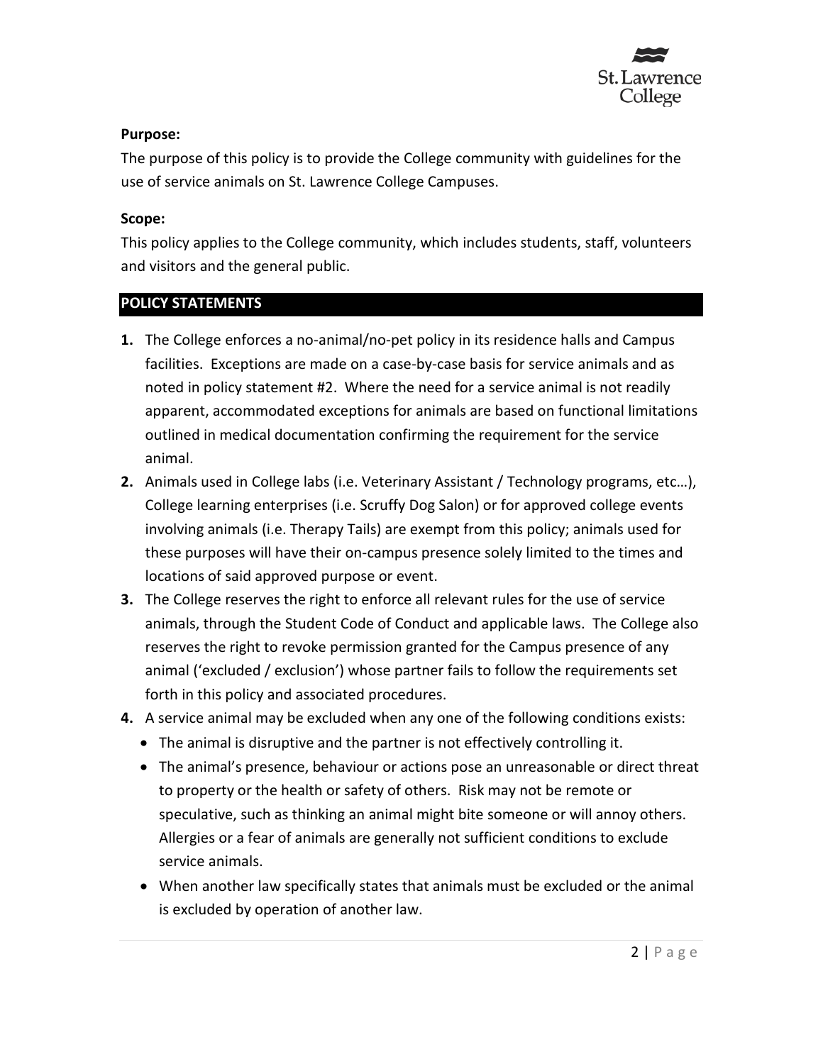**Purpose:**

The purpose of this policy is to provide the College community with guidelines for the use of service animals on St. Lawrence College Campuses.

**Scope:**

This policy applies to the College community, which includes students, staff, volunteers and visitors and the general public.

## POLICY STATEMENTS

1. The College enforces a no-animal/no-pet policy in its residence halls and Campus facilities. Exceptions are made on a case-by-case basis for service animals and as noted in policy statement #2. Where the need for a service animal is not readily apparent, accommodated exceptions for animals are based on functional limitations outlined in medical documentation confirming the requirement for the service animal.
2. Animals used in College labs (i.e. Veterinary Assistant / Technology programs, etc…), College learning enterprises (i.e. Scruffy Dog Salon) or for approved college events involving animals (i.e. Therapy Tails) are exempt from this policy; animals used for these purposes will have their on-campus presence solely limited to the times and locations of said approved purpose or event.
3. The College reserves the right to enforce all relevant rules for the use of service animals, through the Student Code of Conduct and applicable laws. The College also reserves the right to revoke permission granted for the Campus presence of any animal ('excluded / exclusion') whose partner fails to follow the requirements set forth in this policy and associated procedures.
4. A service animal may be excluded when any one of the following conditions exists:
   - The animal is disruptive and the partner is not effectively controlling it.
   - The animal's presence, behaviour or actions pose an unreasonable or direct threat to property or the health or safety of others. Risk may not be remote or speculative, such as thinking an animal might bite someone or will annoy others. Allergies or a fear of animals are generally not sufficient conditions to exclude service animals.
   - When another law specifically states that animals must be excluded or the animal is excluded by operation of another law.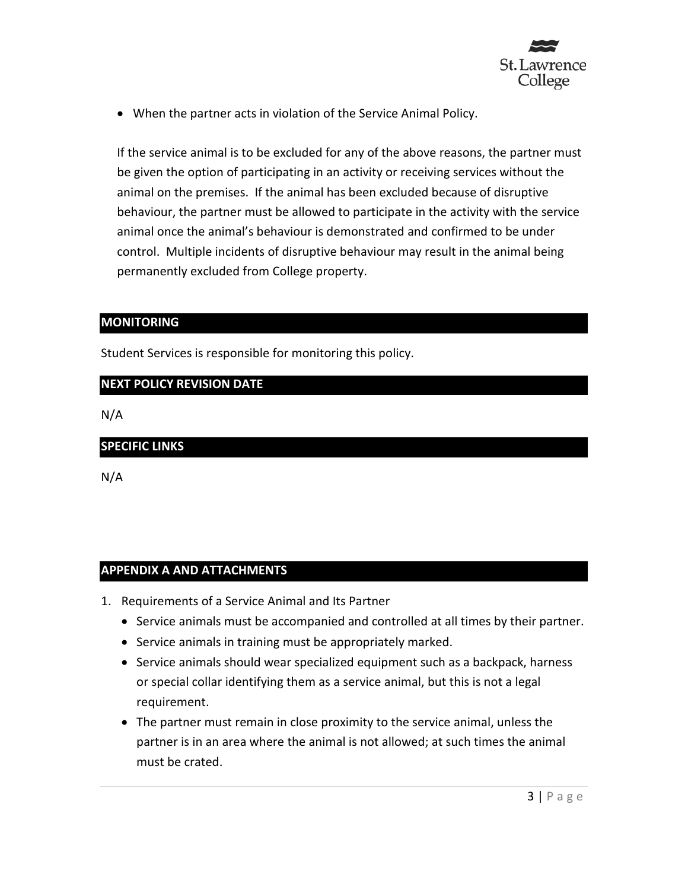- When the partner acts in violation of the Service Animal Policy.

If the service animal is to be excluded for any of the above reasons, the partner must be given the option of participating in an activity or receiving services without the animal on the premises. If the animal has been excluded because of disruptive behaviour, the partner must be allowed to participate in the activity with the service animal once the animal's behaviour is demonstrated and confirmed to be under control. Multiple incidents of disruptive behaviour may result in the animal being permanently excluded from College property.

## MONITORING

Student Services is responsible for monitoring this policy.

## NEXT POLICY REVISION DATE

N/A

## SPECIFIC LINKS

N/A

## APPENDIX A AND ATTACHMENTS

1. Requirements of a Service Animal and Its Partner
   - Service animals must be accompanied and controlled at all times by their partner.
   - Service animals in training must be appropriately marked.
   - Service animals should wear specialized equipment such as a backpack, harness or special collar identifying them as a service animal, but this is not a legal requirement.
   - The partner must remain in close proximity to the service animal, unless the partner is in an area where the animal is not allowed; at such times the animal must be crated.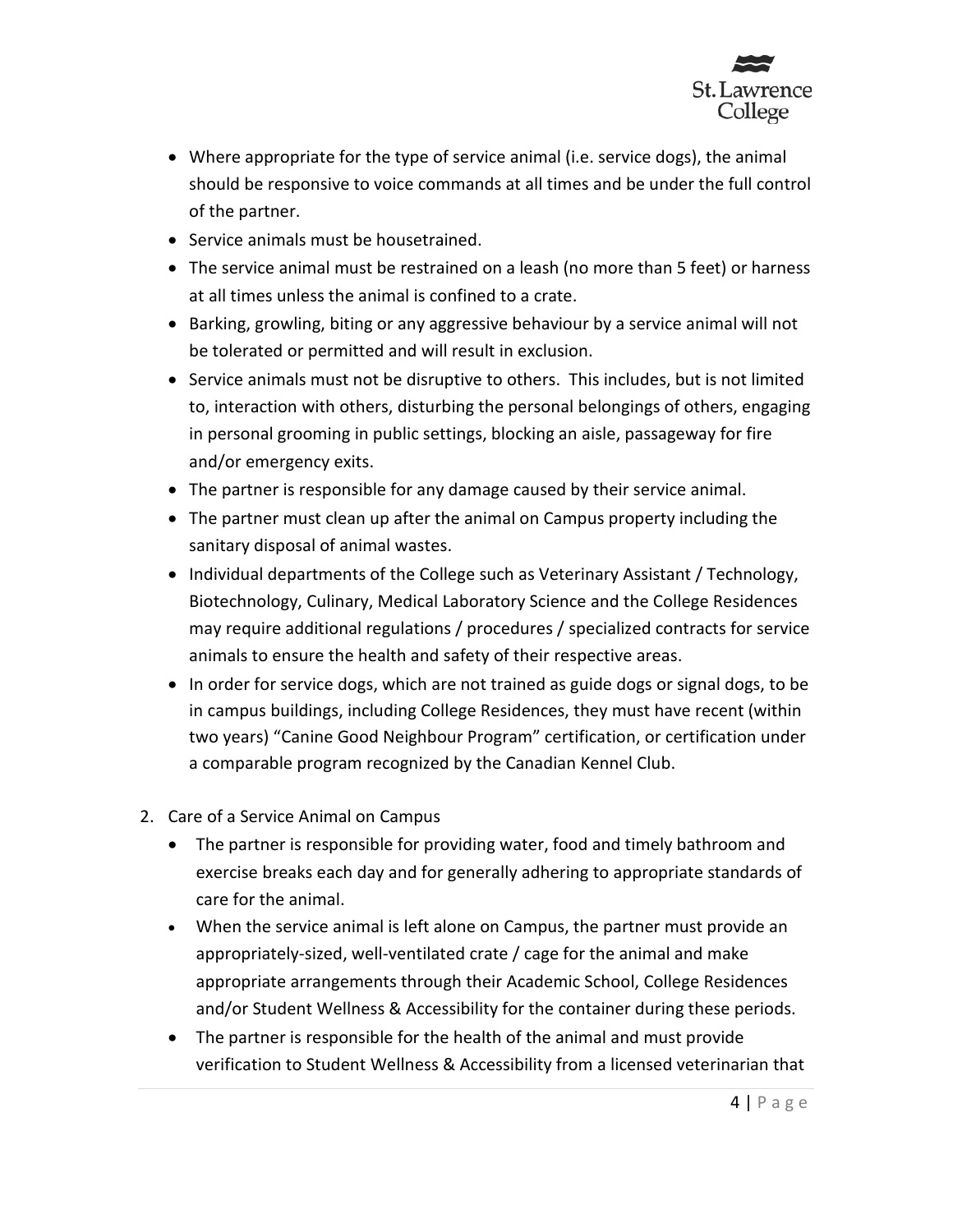- Where appropriate for the type of service animal (i.e. service dogs), the animal should be responsive to voice commands at all times and be under the full control of the partner.
- Service animals must be housetrained.
- The service animal must be restrained on a leash (no more than 5 feet) or harness at all times unless the animal is confined to a crate.
- Barking, growling, biting or any aggressive behaviour by a service animal will not be tolerated or permitted and will result in exclusion.
- Service animals must not be disruptive to others. This includes, but is not limited to, interaction with others, disturbing the personal belongings of others, engaging in personal grooming in public settings, blocking an aisle, passageway for fire and/or emergency exits.
- The partner is responsible for any damage caused by their service animal.
- The partner must clean up after the animal on Campus property including the sanitary disposal of animal wastes.
- Individual departments of the College such as Veterinary Assistant / Technology, Biotechnology, Culinary, Medical Laboratory Science and the College Residences may require additional regulations / procedures / specialized contracts for service animals to ensure the health and safety of their respective areas.
- In order for service dogs, which are not trained as guide dogs or signal dogs, to be in campus buildings, including College Residences, they must have recent (within two years) "Canine Good Neighbour Program" certification, or certification under a comparable program recognized by the Canadian Kennel Club.

2. Care of a Service Animal on Campus
   - The partner is responsible for providing water, food and timely bathroom and exercise breaks each day and for generally adhering to appropriate standards of care for the animal.
   - When the service animal is left alone on Campus, the partner must provide an appropriately-sized, well-ventilated crate / cage for the animal and make appropriate arrangements through their Academic School, College Residences and/or Student Wellness & Accessibility for the container during these periods.
   - The partner is responsible for the health of the animal and must provide verification to Student Wellness & Accessibility from a licensed veterinarian that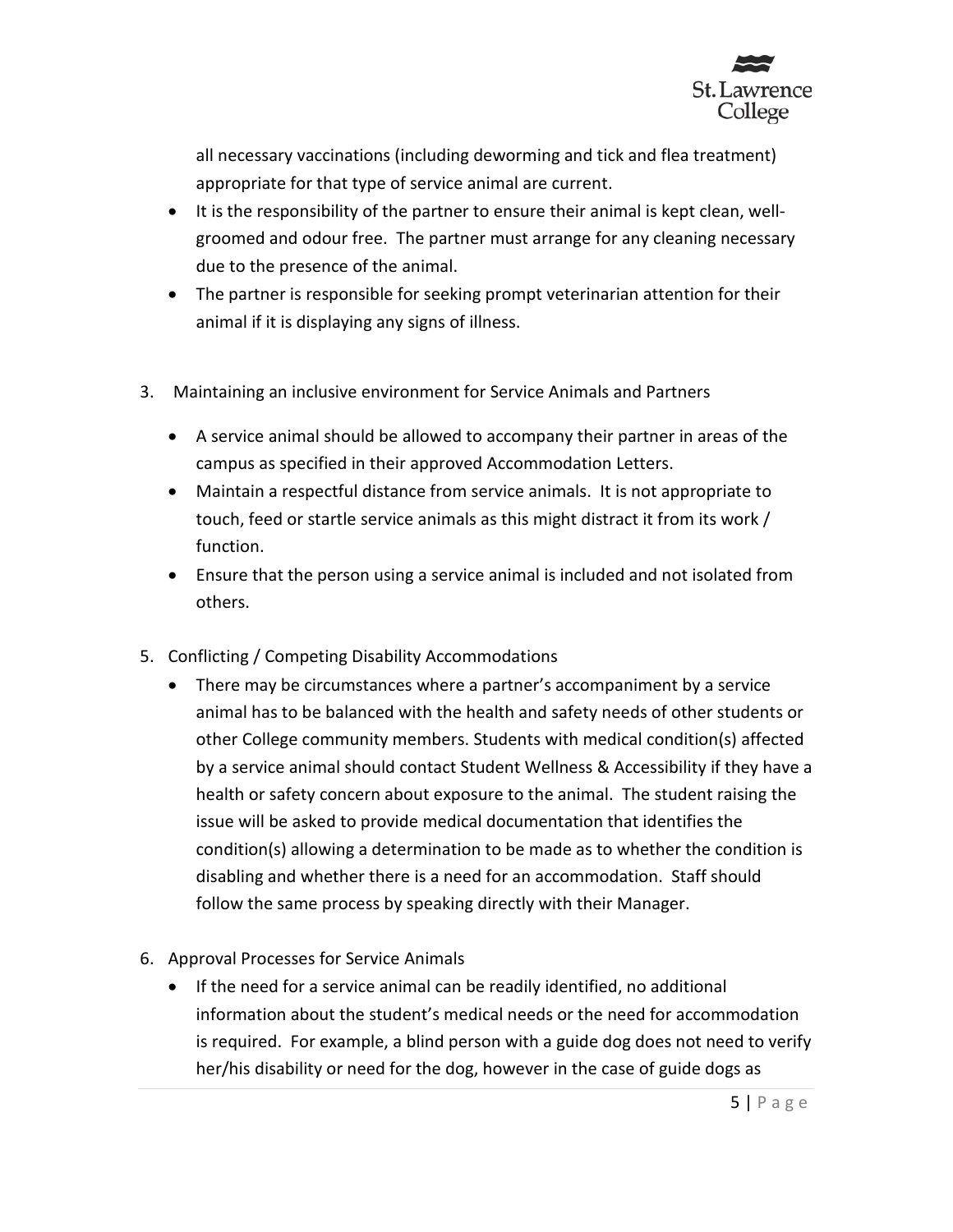all necessary vaccinations (including deworming and tick and flea treatment) appropriate for that type of service animal are current.

- It is the responsibility of the partner to ensure their animal is kept clean, well-groomed and odour free. The partner must arrange for any cleaning necessary due to the presence of the animal.
- The partner is responsible for seeking prompt veterinarian attention for their animal if it is displaying any signs of illness.

3. Maintaining an inclusive environment for Service Animals and Partners

   - A service animal should be allowed to accompany their partner in areas of the campus as specified in their approved Accommodation Letters.
   - Maintain a respectful distance from service animals. It is not appropriate to touch, feed or startle service animals as this might distract it from its work / function.
   - Ensure that the person using a service animal is included and not isolated from others.

5. Conflicting / Competing Disability Accommodations

   - There may be circumstances where a partner's accompaniment by a service animal has to be balanced with the health and safety needs of other students or other College community members. Students with medical condition(s) affected by a service animal should contact Student Wellness & Accessibility if they have a health or safety concern about exposure to the animal. The student raising the issue will be asked to provide medical documentation that identifies the condition(s) allowing a determination to be made as to whether the condition is disabling and whether there is a need for an accommodation. Staff should follow the same process by speaking directly with their Manager.

6. Approval Processes for Service Animals

   - If the need for a service animal can be readily identified, no additional information about the student's medical needs or the need for accommodation is required. For example, a blind person with a guide dog does not need to verify her/his disability or need for the dog, however in the case of guide dogs as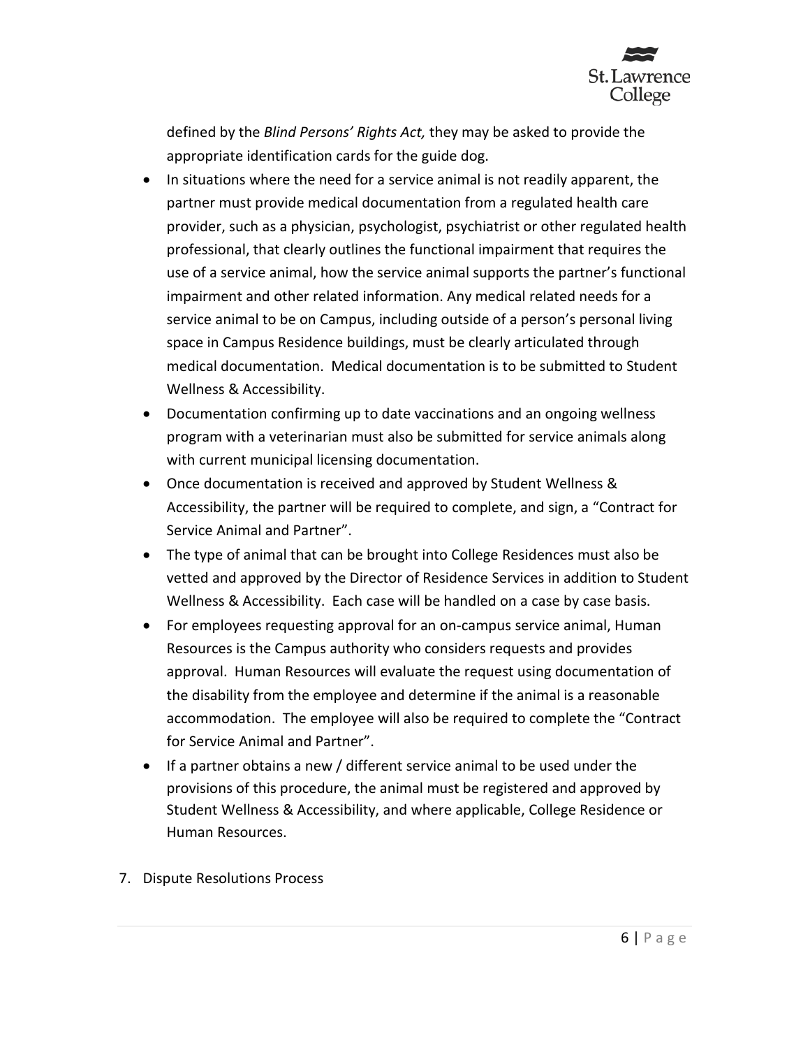defined by the *Blind Persons' Rights Act,* they may be asked to provide the appropriate identification cards for the guide dog.

- In situations where the need for a service animal is not readily apparent, the partner must provide medical documentation from a regulated health care provider, such as a physician, psychologist, psychiatrist or other regulated health professional, that clearly outlines the functional impairment that requires the use of a service animal, how the service animal supports the partner's functional impairment and other related information. Any medical related needs for a service animal to be on Campus, including outside of a person's personal living space in Campus Residence buildings, must be clearly articulated through medical documentation. Medical documentation is to be submitted to Student Wellness & Accessibility.
- Documentation confirming up to date vaccinations and an ongoing wellness program with a veterinarian must also be submitted for service animals along with current municipal licensing documentation.
- Once documentation is received and approved by Student Wellness & Accessibility, the partner will be required to complete, and sign, a "Contract for Service Animal and Partner".
- The type of animal that can be brought into College Residences must also be vetted and approved by the Director of Residence Services in addition to Student Wellness & Accessibility. Each case will be handled on a case by case basis.
- For employees requesting approval for an on-campus service animal, Human Resources is the Campus authority who considers requests and provides approval. Human Resources will evaluate the request using documentation of the disability from the employee and determine if the animal is a reasonable accommodation. The employee will also be required to complete the "Contract for Service Animal and Partner".
- If a partner obtains a new / different service animal to be used under the provisions of this procedure, the animal must be registered and approved by Student Wellness & Accessibility, and where applicable, College Residence or Human Resources.

7. Dispute Resolutions Process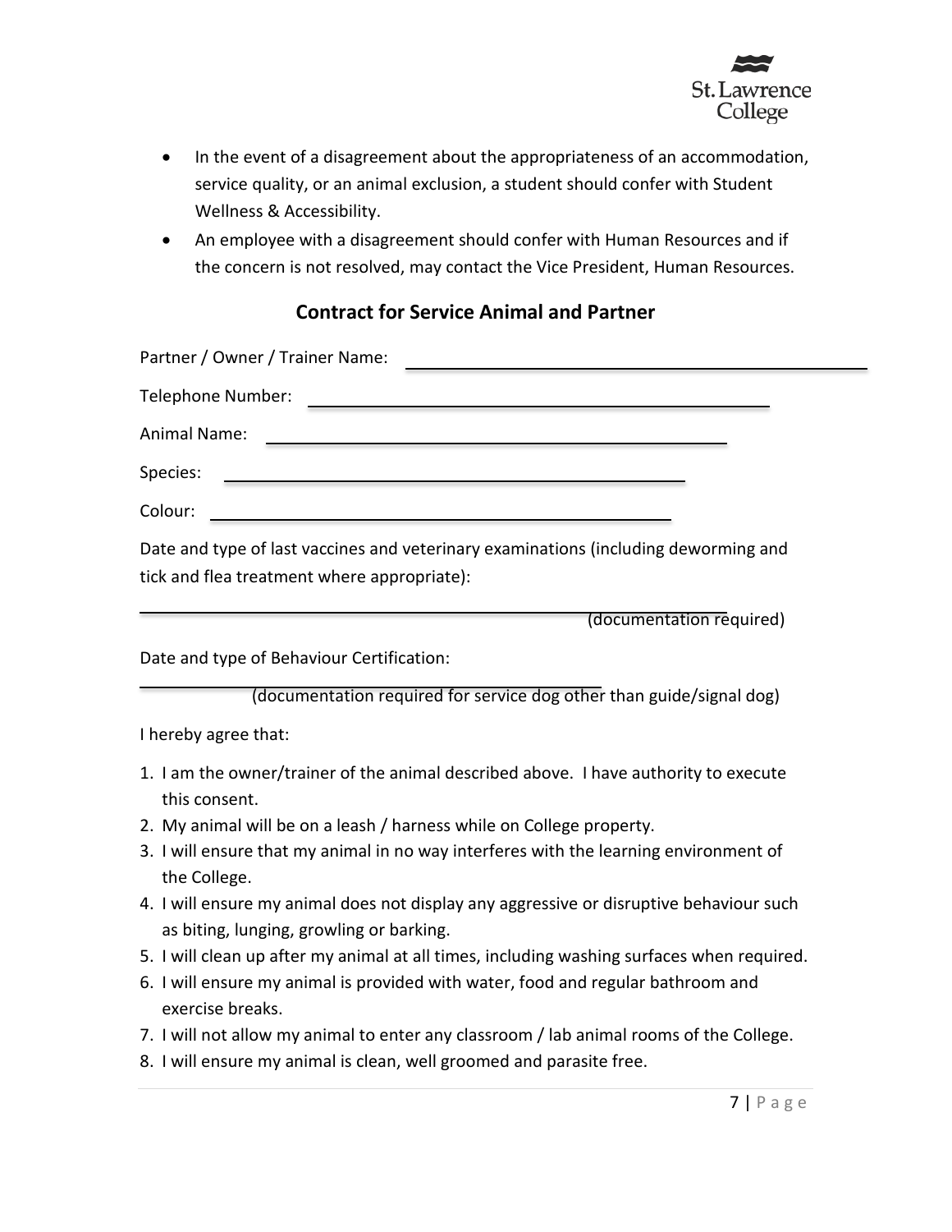- In the event of a disagreement about the appropriateness of an accommodation, service quality, or an animal exclusion, a student should confer with Student Wellness & Accessibility.
- An employee with a disagreement should confer with Human Resources and if the concern is not resolved, may contact the Vice President, Human Resources.

## Contract for Service Animal and Partner

Partner / Owner / Trainer Name: ______________________________

Telephone Number: ______________________________

Animal Name: ______________________________

Species: ______________________________

Colour: ______________________________

Date and type of last vaccines and veterinary examinations (including deworming and tick and flea treatment where appropriate):

______________________________ (documentation required)

Date and type of Behaviour Certification:

______________________________ (documentation required for service dog other than guide/signal dog)

I hereby agree that:

1. I am the owner/trainer of the animal described above. I have authority to execute this consent.
2. My animal will be on a leash / harness while on College property.
3. I will ensure that my animal in no way interferes with the learning environment of the College.
4. I will ensure my animal does not display any aggressive or disruptive behaviour such as biting, lunging, growling or barking.
5. I will clean up after my animal at all times, including washing surfaces when required.
6. I will ensure my animal is provided with water, food and regular bathroom and exercise breaks.
7. I will not allow my animal to enter any classroom / lab animal rooms of the College.
8. I will ensure my animal is clean, well groomed and parasite free.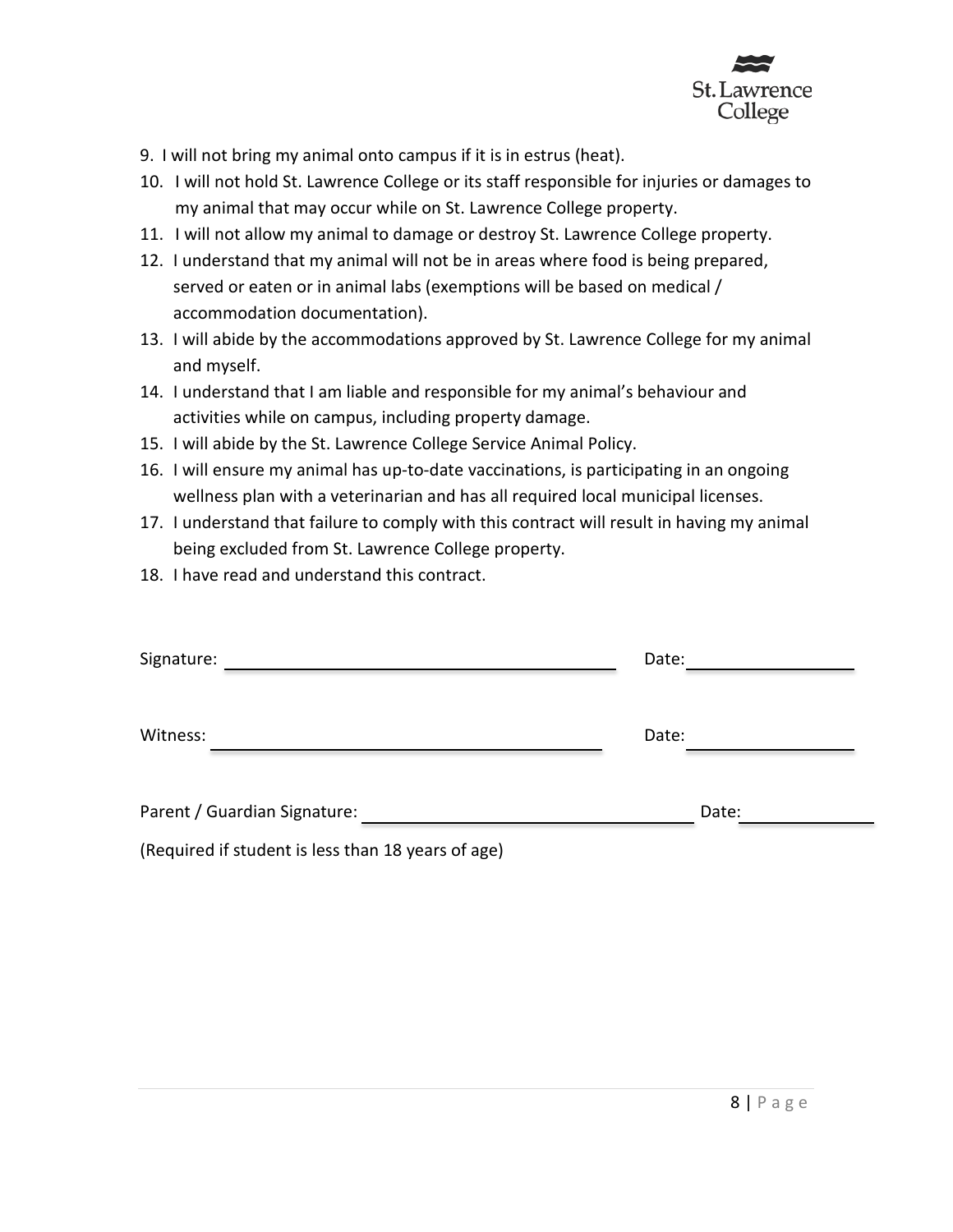9. I will not bring my animal onto campus if it is in estrus (heat).
10. I will not hold St. Lawrence College or its staff responsible for injuries or damages to my animal that may occur while on St. Lawrence College property.
11. I will not allow my animal to damage or destroy St. Lawrence College property.
12. I understand that my animal will not be in areas where food is being prepared, served or eaten or in animal labs (exemptions will be based on medical / accommodation documentation).
13. I will abide by the accommodations approved by St. Lawrence College for my animal and myself.
14. I understand that I am liable and responsible for my animal's behaviour and activities while on campus, including property damage.
15. I will abide by the St. Lawrence College Service Animal Policy.
16. I will ensure my animal has up-to-date vaccinations, is participating in an ongoing wellness plan with a veterinarian and has all required local municipal licenses.
17. I understand that failure to comply with this contract will result in having my animal being excluded from St. Lawrence College property.
18. I have read and understand this contract.

Signature: ______________________________ Date: ______________

Witness: ______________________________ Date: ______________

Parent / Guardian Signature: ______________________________ Date: ______________

(Required if student is less than 18 years of age)